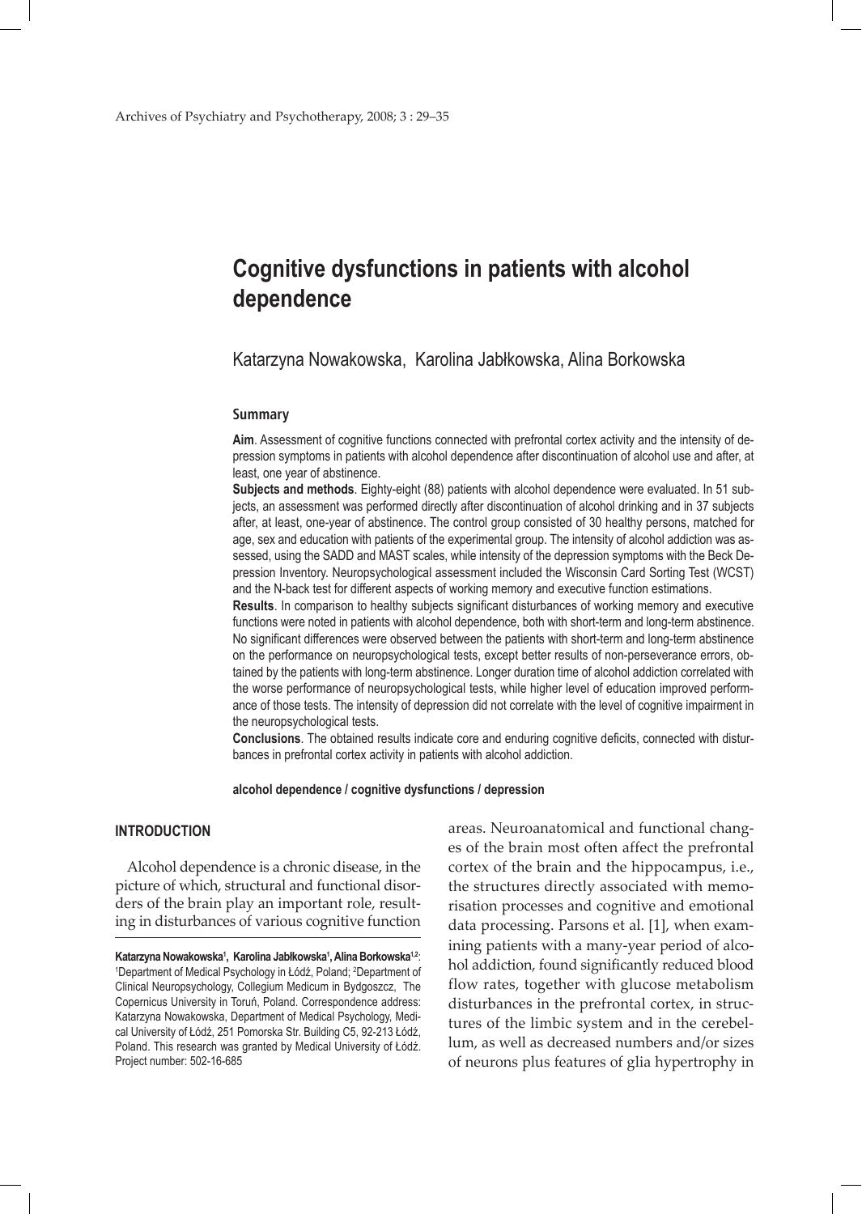# Cognitive dysfunctions in patients with alcohol dependence

Katarzyna Nowakowska, Karolina Jabłkowska, Alina Borkowska

### Summary

**Aim**. Assessment of cognitive functions connected with prefrontal cortex activity and the intensity of depression symptoms in patients with alcohol dependence after discontinuation of alcohol use and after, at least, one year of abstinence.

**Subjects and methods**. Eighty-eight (88) patients with alcohol dependence were evaluated. In 51 subjects, an assessment was performed directly after discontinuation of alcohol drinking and in 37 subjects after, at least, one-year of abstinence. The control group consisted of 30 healthy persons, matched for age, sex and education with patients of the experimental group. The intensity of alcohol addiction was assessed, using the SADD and MAST scales, while intensity of the depression symptoms with the Beck Depression Inventory. Neuropsychological assessment included the Wisconsin Card Sorting Test (WCST) and the N-back test for different aspects of working memory and executive function estimations.

**Results**. In comparison to healthy subjects significant disturbances of working memory and executive functions were noted in patients with alcohol dependence, both with short-term and long-term abstinence. No significant differences were observed between the patients with short-term and long-term abstinence on the performance on neuropsychological tests, except better results of non-perseverance errors, obtained by the patients with long-term abstinence. Longer duration time of alcohol addiction correlated with the worse performance of neuropsychological tests, while higher level of education improved performance of those tests. The intensity of depression did not correlate with the level of cognitive impairment in the neuropsychological tests.

**Conclusions**. The obtained results indicate core and enduring cognitive deficits, connected with disturbances in prefrontal cortex activity in patients with alcohol addiction.

**alcohol dependence / cognitive dysfunctions / depression**

## INTRODUCTION

Alcohol dependence is a chronic disease, in the picture of which, structural and functional disorders of the brain play an important role, resulting in disturbances of various cognitive function areas. Neuroanatomical and functional changes of the brain most often affect the prefrontal cortex of the brain and the hippocampus, i.e., the structures directly associated with memorisation processes and cognitive and emotional data processing. Parsons et al. [1], when examining patients with a many-year period of alcohol addiction, found significantly reduced blood flow rates, together with glucose metabolism disturbances in the prefrontal cortex, in structures of the limbic system and in the cerebellum, as well as decreased numbers and/or sizes of neurons plus features of glia hypertrophy in

**Katarzyna Nowakowska[1], Karolina Jabłkowska[1], Alina Borkowska[1,2]**: [1]Department of Medical Psychology in Łódź, Poland; [2]Department of Clinical Neuropsychology, Collegium Medicum in Bydgoszcz, The Copernicus University in Toruń, Poland. Correspondence address: Katarzyna Nowakowska, Department of Medical Psychology, Medical University of Łódź, 251 Pomorska Str. Building C5, 92-213 Łódź, Poland. This research was granted by Medical University of Łódź. Project number: 502-16-685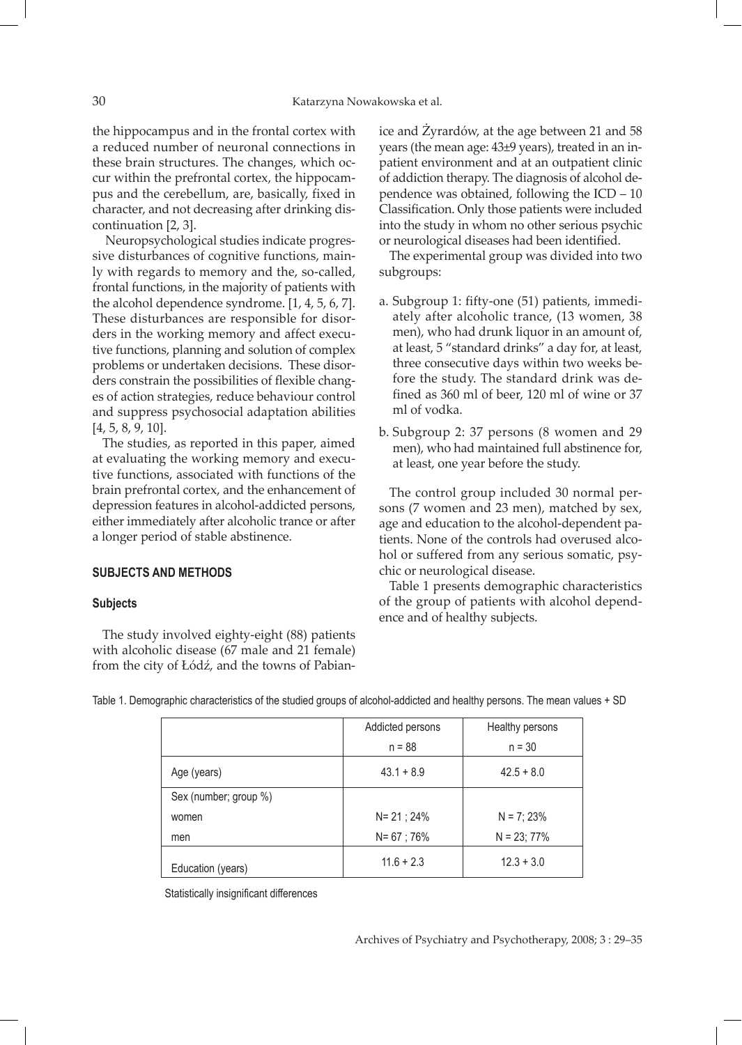the hippocampus and in the frontal cortex with a reduced number of neuronal connections in these brain structures. The changes, which occur within the prefrontal cortex, the hippocampus and the cerebellum, are, basically, fixed in character, and not decreasing after drinking discontinuation [2, 3].

Neuropsychological studies indicate progressive disturbances of cognitive functions, mainly with regards to memory and the, so-called, frontal functions, in the majority of patients with the alcohol dependence syndrome. [1, 4, 5, 6, 7]. These disturbances are responsible for disorders in the working memory and affect executive functions, planning and solution of complex problems or undertaken decisions. These disorders constrain the possibilities of flexible changes of action strategies, reduce behaviour control and suppress psychosocial adaptation abilities [4, 5, 8, 9, 10].

The studies, as reported in this paper, aimed at evaluating the working memory and executive functions, associated with functions of the brain prefrontal cortex, and the enhancement of depression features in alcohol-addicted persons, either immediately after alcoholic trance or after a longer period of stable abstinence.

## SUBJECTS AND METHODS

### Subjects

The study involved eighty-eight (88) patients with alcoholic disease (67 male and 21 female) from the city of Łódź, and the towns of Pabianice and Żyrardów, at the age between 21 and 58 years (the mean age: 43±9 years), treated in an inpatient environment and at an outpatient clinic of addiction therapy. The diagnosis of alcohol dependence was obtained, following the ICD – 10 Classification. Only those patients were included into the study in whom no other serious psychic or neurological diseases had been identified.

The experimental group was divided into two subgroups:

a. Subgroup 1: fifty-one (51) patients, immediately after alcoholic trance, (13 women, 38 men), who had drunk liquor in an amount of, at least, 5 "standard drinks" a day for, at least, three consecutive days within two weeks before the study. The standard drink was defined as 360 ml of beer, 120 ml of wine or 37 ml of vodka.

b. Subgroup 2: 37 persons (8 women and 29 men), who had maintained full abstinence for, at least, one year before the study.

The control group included 30 normal persons (7 women and 23 men), matched by sex, age and education to the alcohol-dependent patients. None of the controls had overused alcohol or suffered from any serious somatic, psychic or neurological disease.

Table 1 presents demographic characteristics of the group of patients with alcohol dependence and of healthy subjects.

Table 1. Demographic characteristics of the studied groups of alcohol-addicted and healthy persons. The mean values + SD

| | Addicted persons n = 88 | Healthy persons n = 30 |
|---|---|---|
| Age (years) | 43.1 + 8.9 | 42.5 + 8.0 |
| Sex (number; group %) | | |
| women | N= 21 ; 24% | N = 7; 23% |
| men | N= 67 ; 76% | N = 23; 77% |
| Education (years) | 11.6 + 2.3 | 12.3 + 3.0 |

Statistically insignificant differences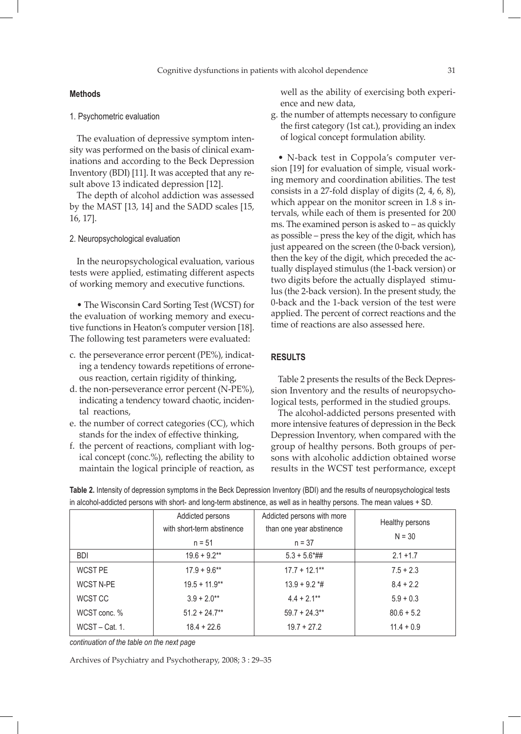## Methods

### 1. Psychometric evaluation

The evaluation of depressive symptom intensity was performed on the basis of clinical examinations and according to the Beck Depression Inventory (BDI) [11]. It was accepted that any result above 13 indicated depression [12].

The depth of alcohol addiction was assessed by the MAST [13, 14] and the SADD scales [15, 16, 17].

### 2. Neuropsychological evaluation

In the neuropsychological evaluation, various tests were applied, estimating different aspects of working memory and executive functions.

• The Wisconsin Card Sorting Test (WCST) for the evaluation of working memory and executive functions in Heaton's computer version [18]. The following test parameters were evaluated:

c. the perseverance error percent (PE%), indicating a tendency towards repetitions of erroneous reaction, certain rigidity of thinking,
d. the non-perseverance error percent (N-PE%), indicating a tendency toward chaotic, incidental reactions,
e. the number of correct categories (CC), which stands for the index of effective thinking,
f. the percent of reactions, compliant with logical concept (conc.%), reflecting the ability to maintain the logical principle of reaction, as well as the ability of exercising both experience and new data,
g. the number of attempts necessary to configure the first category (1st cat.), providing an index of logical concept formulation ability.

• N-back test in Coppola's computer version [19] for evaluation of simple, visual working memory and coordination abilities. The test consists in a 27-fold display of digits (2, 4, 6, 8), which appear on the monitor screen in 1.8 s intervals, while each of them is presented for 200 ms. The examined person is asked to – as quickly as possible – press the key of the digit, which has just appeared on the screen (the 0-back version), then the key of the digit, which preceded the actually displayed stimulus (the 1-back version) or two digits before the actually displayed stimulus (the 2-back version). In the present study, the 0-back and the 1-back version of the test were applied. The percent of correct reactions and the time of reactions are also assessed here.

## RESULTS

Table 2 presents the results of the Beck Depression Inventory and the results of neuropsychological tests, performed in the studied groups.

The alcohol-addicted persons presented with more intensive features of depression in the Beck Depression Inventory, when compared with the group of healthy persons. Both groups of persons with alcoholic addiction obtained worse results in the WCST test performance, except

**Table 2.** Intensity of depression symptoms in the Beck Depression Inventory (BDI) and the results of neuropsychological tests in alcohol-addicted persons with short- and long-term abstinence, as well as in healthy persons. The mean values + SD.

| | Addicted persons with short-term abstinence n = 51 | Addicted persons with more than one year abstinence n = 37 | Healthy persons N = 30 |
|---|---|---|---|
| BDI | 19.6 + 9.2** | 5.3 + 5.6*## | 2.1 +1.7 |
| WCST PE | 17.9 + 9.6** | 17.7 + 12.1** | 7.5 + 2.3 |
| WCST N-PE | 19.5 + 11.9** | 13.9 + 9.2 *# | 8.4 + 2.2 |
| WCST CC | 3.9 + 2.0** | 4.4 + 2.1** | 5.9 + 0.3 |
| WCST conc. % | 51.2 + 24.7** | 59.7 + 24.3** | 80.6 + 5.2 |
| WCST – Cat. 1. | 18.4 + 22.6 | 19.7 + 27.2 | 11.4 + 0.9 |

*continuation of the table on the next page*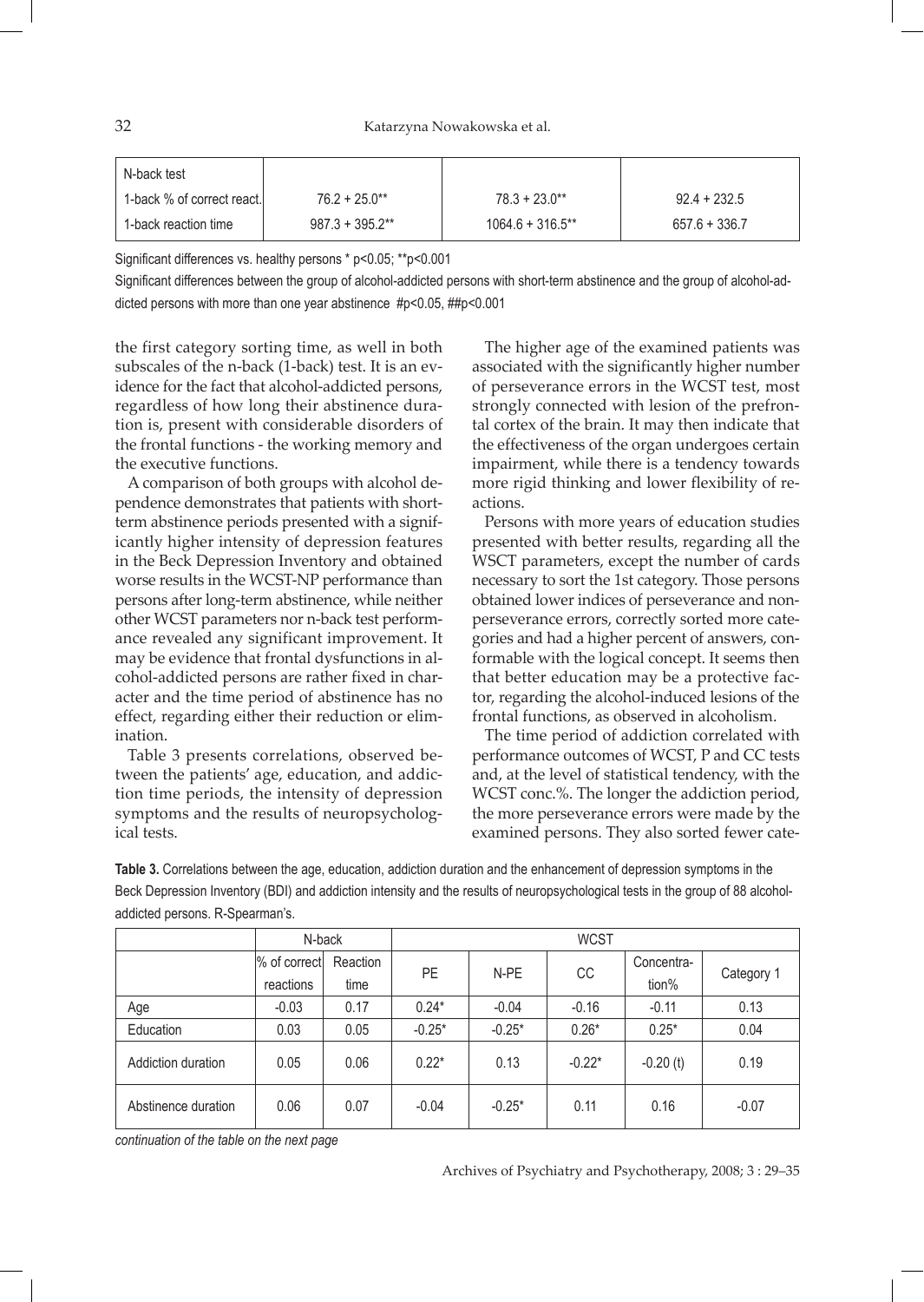| N-back test | | | |
|---|---|---|---|
| 1-back % of correct react. | 76.2 + 25.0** | 78.3 + 23.0** | 92.4 + 232.5 |
| 1-back reaction time | 987.3 + 395.2** | 1064.6 + 316.5** | 657.6 + 336.7 |

Significant differences vs. healthy persons * p<0.05; **p<0.001

Significant differences between the group of alcohol-addicted persons with short-term abstinence and the group of alcohol-addicted persons with more than one year abstinence #p<0.05, ##p<0.001

the first category sorting time, as well in both subscales of the n-back (1-back) test. It is an evidence for the fact that alcohol-addicted persons, regardless of how long their abstinence duration is, present with considerable disorders of the frontal functions - the working memory and the executive functions.

A comparison of both groups with alcohol dependence demonstrates that patients with short-term abstinence periods presented with a significantly higher intensity of depression features in the Beck Depression Inventory and obtained worse results in the WCST-NP performance than persons after long-term abstinence, while neither other WCST parameters nor n-back test performance revealed any significant improvement. It may be evidence that frontal dysfunctions in alcohol-addicted persons are rather fixed in character and the time period of abstinence has no effect, regarding either their reduction or elimination.

Table 3 presents correlations, observed between the patients' age, education, and addiction time periods, the intensity of depression symptoms and the results of neuropsychological tests.

The higher age of the examined patients was associated with the significantly higher number of perseverance errors in the WCST test, most strongly connected with lesion of the prefrontal cortex of the brain. It may then indicate that the effectiveness of the organ undergoes certain impairment, while there is a tendency towards more rigid thinking and lower flexibility of reactions.

Persons with more years of education studies presented with better results, regarding all the WSCT parameters, except the number of cards necessary to sort the 1st category. Those persons obtained lower indices of perseverance and non-perseverance errors, correctly sorted more categories and had a higher percent of answers, conformable with the logical concept. It seems then that better education may be a protective factor, regarding the alcohol-induced lesions of the frontal functions, as observed in alcoholism.

The time period of addiction correlated with performance outcomes of WCST, P and CC tests and, at the level of statistical tendency, with the WCST conc.%. The longer the addiction period, the more perseverance errors were made by the examined persons. They also sorted fewer cate-

**Table 3.** Correlations between the age, education, addiction duration and the enhancement of depression symptoms in the Beck Depression Inventory (BDI) and addiction intensity and the results of neuropsychological tests in the group of 88 alcohol-addicted persons. R-Spearman's.

| | N-back | | WCST | | | | |
|---|---|---|---|---|---|---|---|
| | % of correct reactions | Reaction time | PE | N-PE | CC | Concentration% | Category 1 |
| Age | -0.03 | 0.17 | 0.24* | -0.04 | -0.16 | -0.11 | 0.13 |
| Education | 0.03 | 0.05 | -0.25* | -0.25* | 0.26* | 0.25* | 0.04 |
| Addiction duration | 0.05 | 0.06 | 0.22* | 0.13 | -0.22* | -0.20 (t) | 0.19 |
| Abstinence duration | 0.06 | 0.07 | -0.04 | -0.25* | 0.11 | 0.16 | -0.07 |

*continuation of the table on the next page*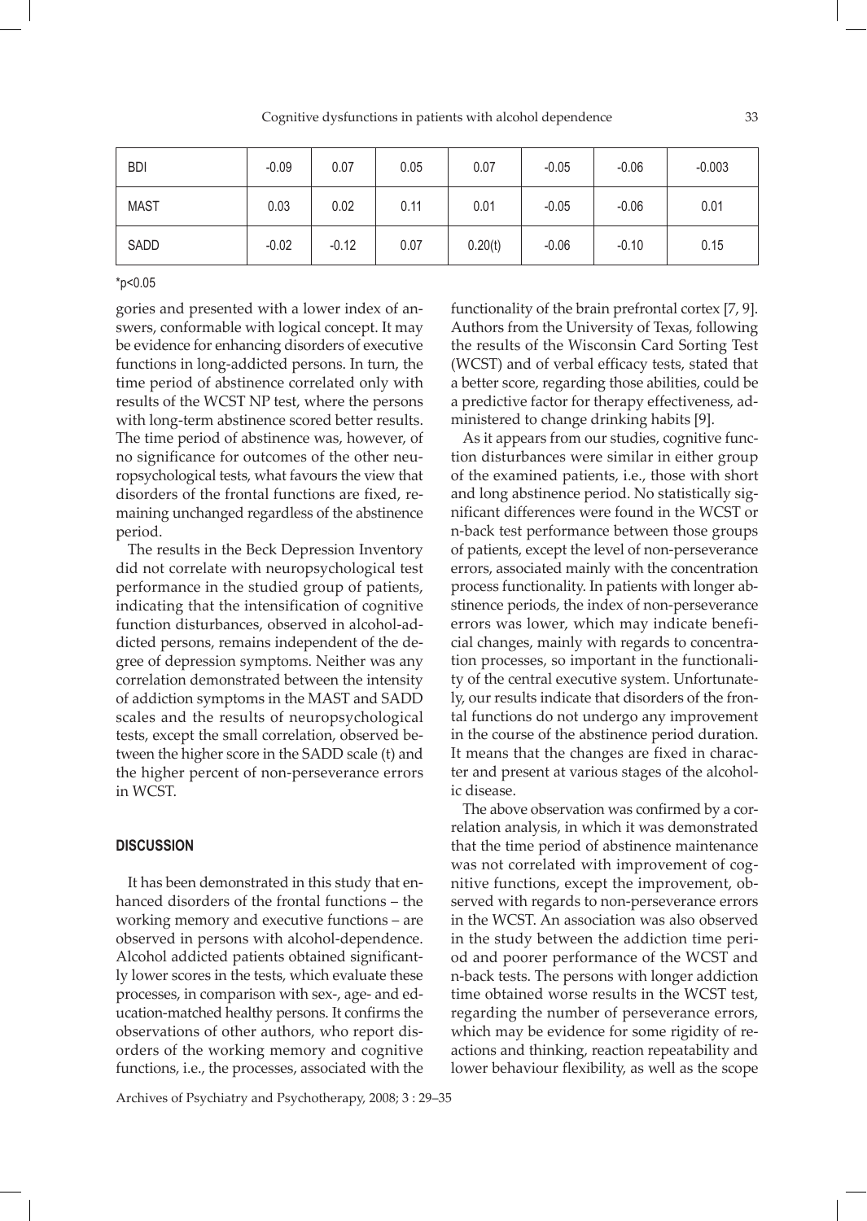| BDI | -0.09 | 0.07 | 0.05 | 0.07 | -0.05 | -0.06 | -0.003 |
|---|---|---|---|---|---|---|---|
| MAST | 0.03 | 0.02 | 0.11 | 0.01 | -0.05 | -0.06 | 0.01 |
| SADD | -0.02 | -0.12 | 0.07 | 0.20(t) | -0.06 | -0.10 | 0.15 |

*p<0.05

gories and presented with a lower index of answers, conformable with logical concept. It may be evidence for enhancing disorders of executive functions in long-addicted persons. In turn, the time period of abstinence correlated only with results of the WCST NP test, where the persons with long-term abstinence scored better results. The time period of abstinence was, however, of no significance for outcomes of the other neuropsychological tests, what favours the view that disorders of the frontal functions are fixed, remaining unchanged regardless of the abstinence period.

The results in the Beck Depression Inventory did not correlate with neuropsychological test performance in the studied group of patients, indicating that the intensification of cognitive function disturbances, observed in alcohol-addicted persons, remains independent of the degree of depression symptoms. Neither was any correlation demonstrated between the intensity of addiction symptoms in the MAST and SADD scales and the results of neuropsychological tests, except the small correlation, observed between the higher score in the SADD scale (t) and the higher percent of non-perseverance errors in WCST.

## DISCUSSION

It has been demonstrated in this study that enhanced disorders of the frontal functions – the working memory and executive functions – are observed in persons with alcohol-dependence. Alcohol addicted patients obtained significantly lower scores in the tests, which evaluate these processes, in comparison with sex-, age- and education-matched healthy persons. It confirms the observations of other authors, who report disorders of the working memory and cognitive functions, i.e., the processes, associated with the functionality of the brain prefrontal cortex [7, 9]. Authors from the University of Texas, following the results of the Wisconsin Card Sorting Test (WCST) and of verbal efficacy tests, stated that a better score, regarding those abilities, could be a predictive factor for therapy effectiveness, administered to change drinking habits [9].

As it appears from our studies, cognitive function disturbances were similar in either group of the examined patients, i.e., those with short and long abstinence period. No statistically significant differences were found in the WCST or n-back test performance between those groups of patients, except the level of non-perseverance errors, associated mainly with the concentration process functionality. In patients with longer abstinence periods, the index of non-perseverance errors was lower, which may indicate beneficial changes, mainly with regards to concentration processes, so important in the functionality of the central executive system. Unfortunately, our results indicate that disorders of the frontal functions do not undergo any improvement in the course of the abstinence period duration. It means that the changes are fixed in character and present at various stages of the alcoholic disease.

The above observation was confirmed by a correlation analysis, in which it was demonstrated that the time period of abstinence maintenance was not correlated with improvement of cognitive functions, except the improvement, observed with regards to non-perseverance errors in the WCST. An association was also observed in the study between the addiction time period and poorer performance of the WCST and n-back tests. The persons with longer addiction time obtained worse results in the WCST test, regarding the number of perseverance errors, which may be evidence for some rigidity of reactions and thinking, reaction repeatability and lower behaviour flexibility, as well as the scope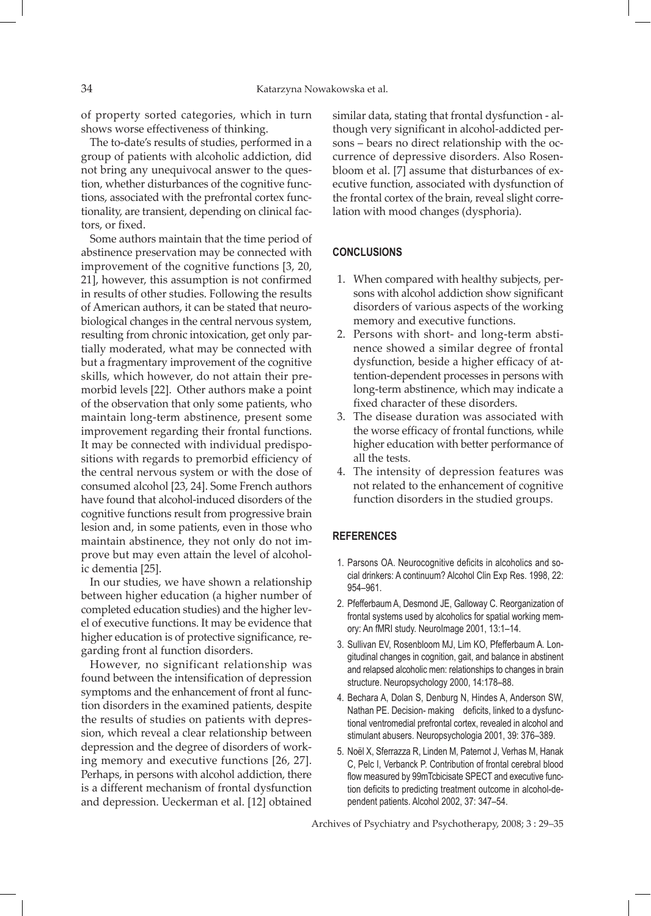of property sorted categories, which in turn shows worse effectiveness of thinking.

The to-date's results of studies, performed in a group of patients with alcoholic addiction, did not bring any unequivocal answer to the question, whether disturbances of the cognitive functions, associated with the prefrontal cortex functionality, are transient, depending on clinical factors, or fixed.

Some authors maintain that the time period of abstinence preservation may be connected with improvement of the cognitive functions [3, 20, 21], however, this assumption is not confirmed in results of other studies. Following the results of American authors, it can be stated that neurobiological changes in the central nervous system, resulting from chronic intoxication, get only partially moderated, what may be connected with but a fragmentary improvement of the cognitive skills, which however, do not attain their premorbid levels [22]. Other authors make a point of the observation that only some patients, who maintain long-term abstinence, present some improvement regarding their frontal functions. It may be connected with individual predispositions with regards to premorbid efficiency of the central nervous system or with the dose of consumed alcohol [23, 24]. Some French authors have found that alcohol-induced disorders of the cognitive functions result from progressive brain lesion and, in some patients, even in those who maintain abstinence, they not only do not improve but may even attain the level of alcoholic dementia [25].

In our studies, we have shown a relationship between higher education (a higher number of completed education studies) and the higher level of executive functions. It may be evidence that higher education is of protective significance, regarding front al function disorders.

However, no significant relationship was found between the intensification of depression symptoms and the enhancement of front al function disorders in the examined patients, despite the results of studies on patients with depression, which reveal a clear relationship between depression and the degree of disorders of working memory and executive functions [26, 27]. Perhaps, in persons with alcohol addiction, there is a different mechanism of frontal dysfunction and depression. Ueckerman et al. [12] obtained similar data, stating that frontal dysfunction - although very significant in alcohol-addicted persons – bears no direct relationship with the occurrence of depressive disorders. Also Rosenbloom et al. [7] assume that disturbances of executive function, associated with dysfunction of the frontal cortex of the brain, reveal slight correlation with mood changes (dysphoria).

## CONCLUSIONS

1. When compared with healthy subjects, persons with alcohol addiction show significant disorders of various aspects of the working memory and executive functions.
2. Persons with short- and long-term abstinence showed a similar degree of frontal dysfunction, beside a higher efficacy of attention-dependent processes in persons with long-term abstinence, which may indicate a fixed character of these disorders.
3. The disease duration was associated with the worse efficacy of frontal functions, while higher education with better performance of all the tests.
4. The intensity of depression features was not related to the enhancement of cognitive function disorders in the studied groups.

## REFERENCES

1. Parsons OA. Neurocognitive deficits in alcoholics and social drinkers: A continuum? Alcohol Clin Exp Res. 1998, 22: 954–961.
2. Pfefferbaum A, Desmond JE, Galloway C. Reorganization of frontal systems used by alcoholics for spatial working memory: An fMRI study. NeuroImage 2001, 13:1–14.
3. Sullivan EV, Rosenbloom MJ, Lim KO, Pfefferbaum A. Longitudinal changes in cognition, gait, and balance in abstinent and relapsed alcoholic men: relationships to changes in brain structure. Neuropsychology 2000, 14:178–88.
4. Bechara A, Dolan S, Denburg N, Hindes A, Anderson SW, Nathan PE. Decision- making deficits, linked to a dysfunctional ventromedial prefrontal cortex, revealed in alcohol and stimulant abusers. Neuropsychologia 2001, 39: 376–389.
5. Noël X, Sferrazza R, Linden M, Paternot J, Verhas M, Hanak C, Pelc I, Verbanck P. Contribution of frontal cerebral blood flow measured by 99mTcbicisate SPECT and executive function deficits to predicting treatment outcome in alcohol-dependent patients. Alcohol 2002, 37: 347–54.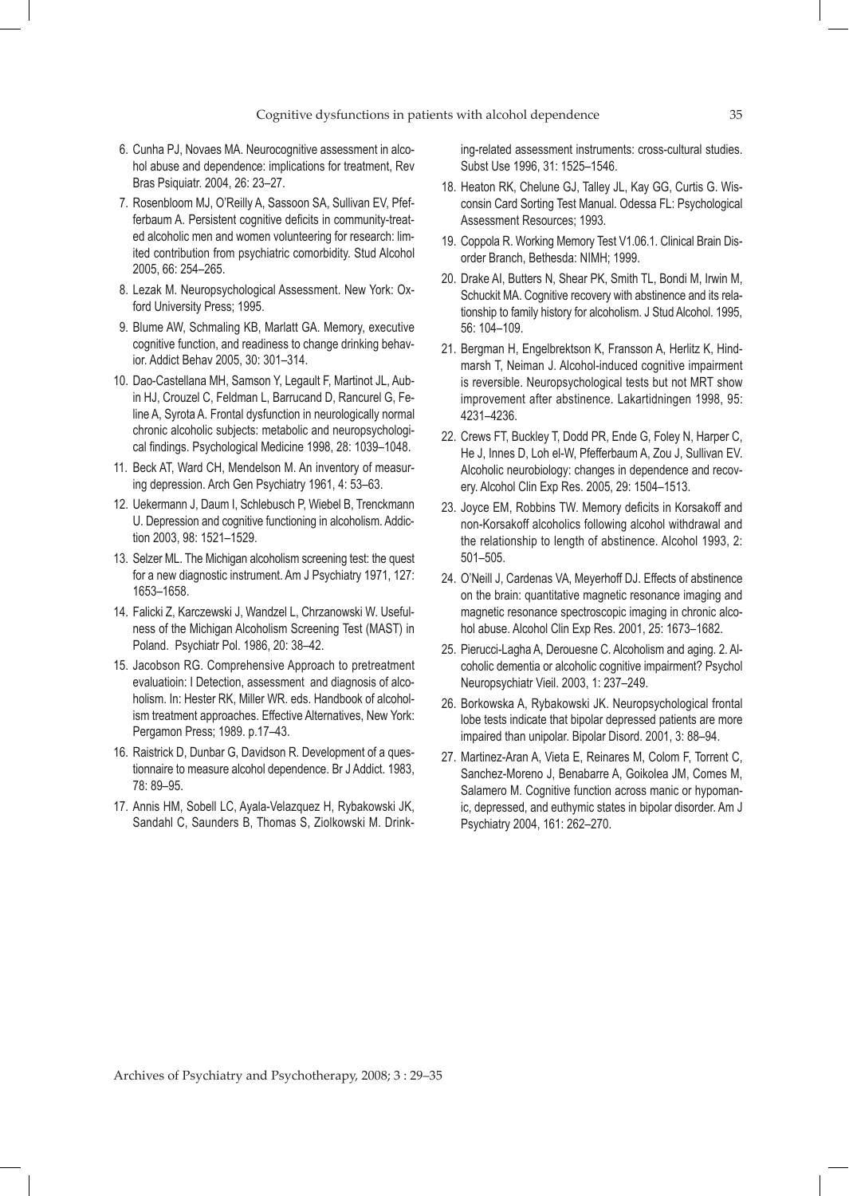6. Cunha PJ, Novaes MA. Neurocognitive assessment in alcohol abuse and dependence: implications for treatment, Rev Bras Psiquiatr. 2004, 26: 23–27.
7. Rosenbloom MJ, O'Reilly A, Sassoon SA, Sullivan EV, Pfefferbaum A. Persistent cognitive deficits in community-treated alcoholic men and women volunteering for research: limited contribution from psychiatric comorbidity. Stud Alcohol 2005, 66: 254–265.
8. Lezak M. Neuropsychological Assessment. New York: Oxford University Press; 1995.
9. Blume AW, Schmaling KB, Marlatt GA. Memory, executive cognitive function, and readiness to change drinking behavior. Addict Behav 2005, 30: 301–314.
10. Dao-Castellana MH, Samson Y, Legault F, Martinot JL, Aubin HJ, Crouzel C, Feldman L, Barrucand D, Rancurel G, Feline A, Syrota A. Frontal dysfunction in neurologically normal chronic alcoholic subjects: metabolic and neuropsychological findings. Psychological Medicine 1998, 28: 1039–1048.
11. Beck AT, Ward CH, Mendelson M. An inventory of measuring depression. Arch Gen Psychiatry 1961, 4: 53–63.
12. Uekermann J, Daum I, Schlebusch P, Wiebel B, Trenckmann U. Depression and cognitive functioning in alcoholism. Addiction 2003, 98: 1521–1529.
13. Selzer ML. The Michigan alcoholism screening test: the quest for a new diagnostic instrument. Am J Psychiatry 1971, 127: 1653–1658.
14. Falicki Z, Karczewski J, Wandzel L, Chrzanowski W. Usefulness of the Michigan Alcoholism Screening Test (MAST) in Poland. Psychiatr Pol. 1986, 20: 38–42.
15. Jacobson RG. Comprehensive Approach to pretreatment evaluatioin: I Detection, assessment and diagnosis of alcoholism. In: Hester RK, Miller WR. eds. Handbook of alcoholism treatment approaches. Effective Alternatives, New York: Pergamon Press; 1989. p.17–43.
16. Raistrick D, Dunbar G, Davidson R. Development of a questionnaire to measure alcohol dependence. Br J Addict. 1983, 78: 89–95.
17. Annis HM, Sobell LC, Ayala-Velazquez H, Rybakowski JK, Sandahl C, Saunders B, Thomas S, Ziolkowski M. Drinking-related assessment instruments: cross-cultural studies. Subst Use 1996, 31: 1525–1546.
18. Heaton RK, Chelune GJ, Talley JL, Kay GG, Curtis G. Wisconsin Card Sorting Test Manual. Odessa FL: Psychological Assessment Resources; 1993.
19. Coppola R. Working Memory Test V1.06.1. Clinical Brain Disorder Branch, Bethesda: NIMH; 1999.
20. Drake AI, Butters N, Shear PK, Smith TL, Bondi M, Irwin M, Schuckit MA. Cognitive recovery with abstinence and its relationship to family history for alcoholism. J Stud Alcohol. 1995, 56: 104–109.
21. Bergman H, Engelbrektson K, Fransson A, Herlitz K, Hindmarsh T, Neiman J. Alcohol-induced cognitive impairment is reversible. Neuropsychological tests but not MRT show improvement after abstinence. Lakartidningen 1998, 95: 4231–4236.
22. Crews FT, Buckley T, Dodd PR, Ende G, Foley N, Harper C, He J, Innes D, Loh el-W, Pfefferbaum A, Zou J, Sullivan EV. Alcoholic neurobiology: changes in dependence and recovery. Alcohol Clin Exp Res. 2005, 29: 1504–1513.
23. Joyce EM, Robbins TW. Memory deficits in Korsakoff and non-Korsakoff alcoholics following alcohol withdrawal and the relationship to length of abstinence. Alcohol 1993, 2: 501–505.
24. O'Neill J, Cardenas VA, Meyerhoff DJ. Effects of abstinence on the brain: quantitative magnetic resonance imaging and magnetic resonance spectroscopic imaging in chronic alcohol abuse. Alcohol Clin Exp Res. 2001, 25: 1673–1682.
25. Pierucci-Lagha A, Derouesne C. Alcoholism and aging. 2. Alcoholic dementia or alcoholic cognitive impairment? Psychol Neuropsychiatr Vieil. 2003, 1: 237–249.
26. Borkowska A, Rybakowski JK. Neuropsychological frontal lobe tests indicate that bipolar depressed patients are more impaired than unipolar. Bipolar Disord. 2001, 3: 88–94.
27. Martinez-Aran A, Vieta E, Reinares M, Colom F, Torrent C, Sanchez-Moreno J, Benabarre A, Goikolea JM, Comes M, Salamero M. Cognitive function across manic or hypomanic, depressed, and euthymic states in bipolar disorder. Am J Psychiatry 2004, 161: 262–270.